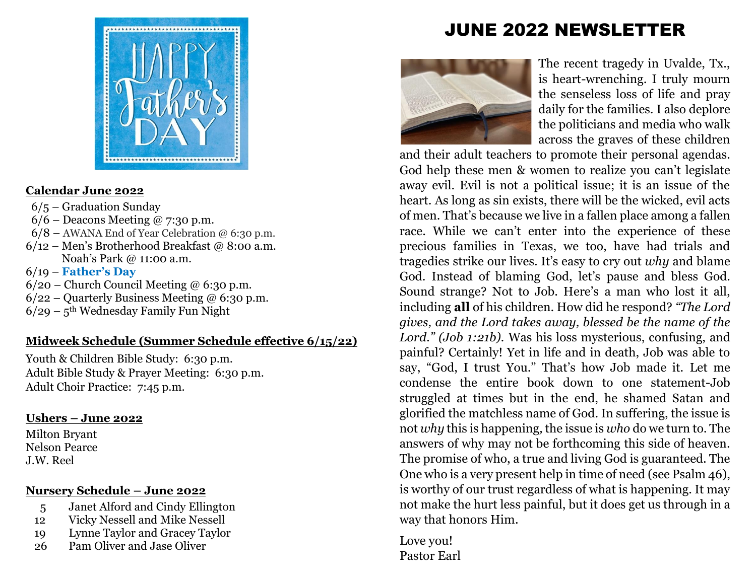HAPPY Father's DAY

**Calendar June 2022**

6/5 – Graduation Sunday
6/6 – Deacons Meeting @ 7:30 p.m.
6/8 – AWANA End of Year Celebration @ 6:30 p.m.
6/12 – Men's Brotherhood Breakfast @ 8:00 a.m.
Noah's Park @ 11:00 a.m.
6/19 – **Father's Day**
6/20 – Church Council Meeting @ 6:30 p.m.
6/22 – Quarterly Business Meeting @ 6:30 p.m.
6/29 – 5th Wednesday Family Fun Night

**Midweek Schedule (Summer Schedule effective 6/15/22)**

Youth & Children Bible Study: 6:30 p.m.
Adult Bible Study & Prayer Meeting: 6:30 p.m.
Adult Choir Practice: 7:45 p.m.

**Ushers – June 2022**

Milton Bryant
Nelson Pearce
J.W. Reel

**Nursery Schedule – June 2022**

| | |
|---|---|
| 5 | Janet Alford and Cindy Ellington |
| 12 | Vicky Nessell and Mike Nessell |
| 19 | Lynne Taylor and Gracey Taylor |
| 26 | Pam Oliver and Jase Oliver |

# JUNE 2022 NEWSLETTER

The recent tragedy in Uvalde, Tx., is heart-wrenching. I truly mourn the senseless loss of life and pray daily for the families. I also deplore the politicians and media who walk across the graves of these children and their adult teachers to promote their personal agendas. God help these men & women to realize you can't legislate away evil. Evil is not a political issue; it is an issue of the heart. As long as sin exists, there will be the wicked, evil acts of men. That's because we live in a fallen place among a fallen race. While we can't enter into the experience of these precious families in Texas, we too, have had trials and tragedies strike our lives. It's easy to cry out *why* and blame God. Instead of blaming God, let's pause and bless God. Sound strange? Not to Job. Here's a man who lost it all, including **all** of his children. How did he respond? *"The Lord gives, and the Lord takes away, blessed be the name of the Lord." (Job 1:21b).* Was his loss mysterious, confusing, and painful? Certainly! Yet in life and in death, Job was able to say, "God, I trust You." That's how Job made it. Let me condense the entire book down to one statement-Job struggled at times but in the end, he shamed Satan and glorified the matchless name of God. In suffering, the issue is not *why* this is happening, the issue is *who* do we turn to. The answers of why may not be forthcoming this side of heaven. The promise of who, a true and living God is guaranteed. The One who is a very present help in time of need (see Psalm 46), is worthy of our trust regardless of what is happening. It may not make the hurt less painful, but it does get us through in a way that honors Him.

Love you!
Pastor Earl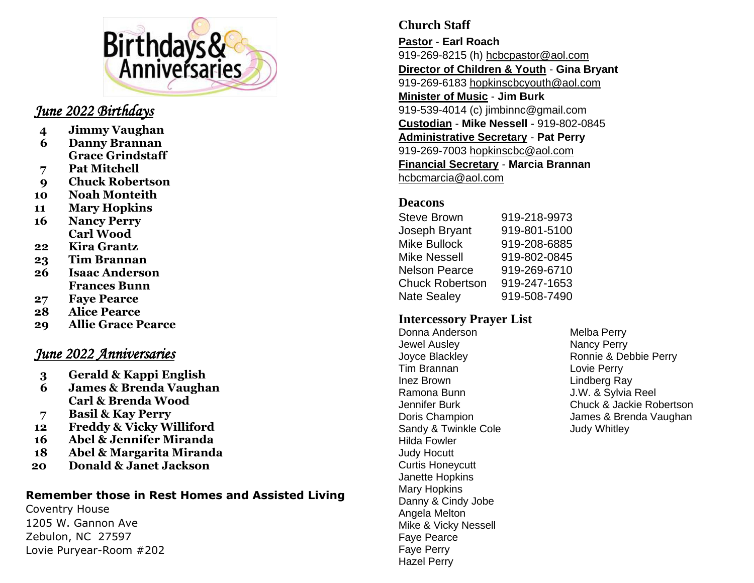Birthdays & Anniversaries

## *June 2022 Birthdays*

| | |
|---|---|
| 4 | Jimmy Vaughan |
| 6 | Danny Brannan |
| | Grace Grindstaff |
| 7 | Pat Mitchell |
| 9 | Chuck Robertson |
| 10 | Noah Monteith |
| 11 | Mary Hopkins |
| 16 | Nancy Perry |
| | Carl Wood |
| 22 | Kira Grantz |
| 23 | Tim Brannan |
| 26 | Isaac Anderson |
| | Frances Bunn |
| 27 | Faye Pearce |
| 28 | Alice Pearce |
| 29 | Allie Grace Pearce |

## *June 2022 Anniversaries*

| | |
|---|---|
| 3 | Gerald & Kappi English |
| 6 | James & Brenda Vaughan |
| | Carl & Brenda Wood |
| 7 | Basil & Kay Perry |
| 12 | Freddy & Vicky Williford |
| 16 | Abel & Jennifer Miranda |
| 18 | Abel & Margarita Miranda |
| 20 | Donald & Janet Jackson |

**Remember those in Rest Homes and Assisted Living**

Coventry House
1205 W. Gannon Ave
Zebulon, NC 27597
Lovie Puryear-Room #202

## Church Staff

**Pastor** - **Earl Roach**
919-269-8215 (h) hcbcpastor@aol.com
**Director of Children & Youth** - **Gina Bryant**
919-269-6183 hopkinscbcyouth@aol.com
**Minister of Music** - **Jim Burk**
919-539-4014 (c) jimbinnc@gmail.com
**Custodian** - **Mike Nessell** - 919-802-0845
**Administrative Secretary** - **Pat Perry**
919-269-7003 hopkinscbc@aol.com
**Financial Secretary** - **Marcia Brannan**
hcbcmarcia@aol.com

## Deacons

| | |
|---|---|
| Steve Brown | 919-218-9973 |
| Joseph Bryant | 919-801-5100 |
| Mike Bullock | 919-208-6885 |
| Mike Nessell | 919-802-0845 |
| Nelson Pearce | 919-269-6710 |
| Chuck Robertson | 919-247-1653 |
| Nate Sealey | 919-508-7490 |

## Intercessory Prayer List

Donna Anderson
Jewel Ausley
Joyce Blackley
Tim Brannan
Inez Brown
Ramona Bunn
Jennifer Burk
Doris Champion
Sandy & Twinkle Cole
Hilda Fowler
Judy Hocutt
Curtis Honeycutt
Janette Hopkins
Mary Hopkins
Danny & Cindy Jobe
Angela Melton
Mike & Vicky Nessell
Faye Pearce
Faye Perry
Hazel Perry
Melba Perry
Nancy Perry
Ronnie & Debbie Perry
Lovie Perry
Lindberg Ray
J.W. & Sylvia Reel
Chuck & Jackie Robertson
James & Brenda Vaughan
Judy Whitley